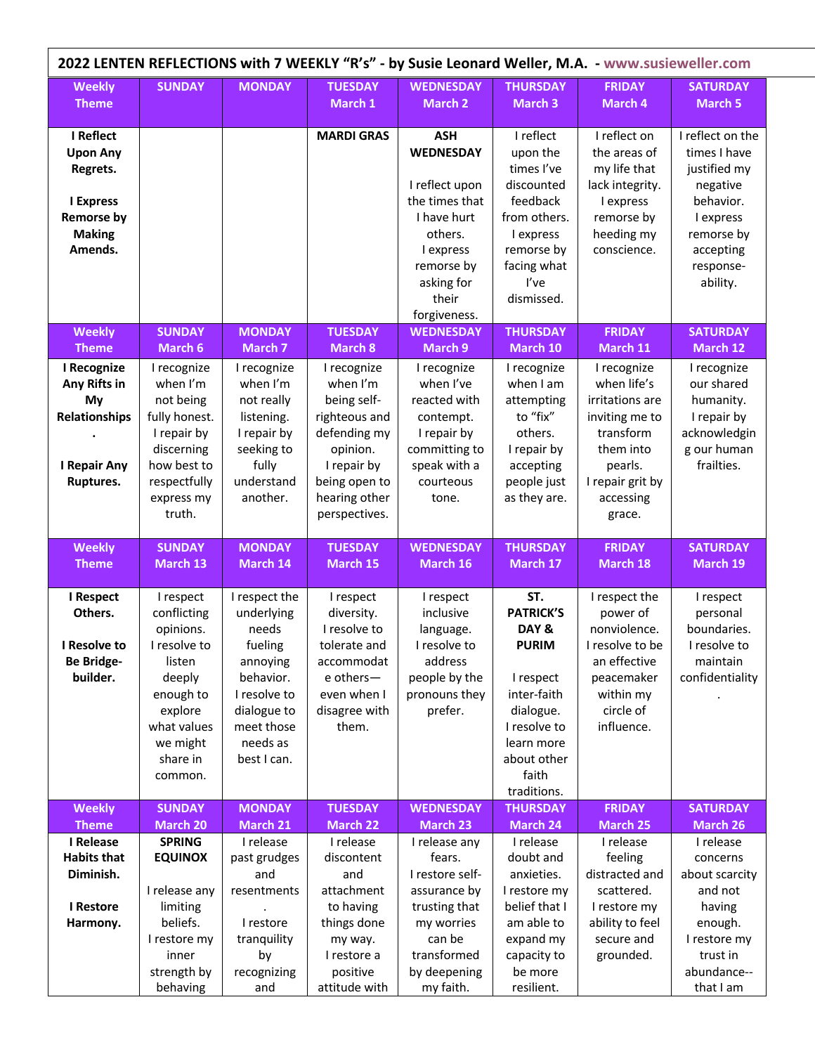# 2022 LENTEN REFLECTIONS with 7 WEEKLY "R's" - by Susie Leonard Weller, M.A. - www.susieweller.com

| Weekly Theme | SUNDAY | MONDAY | TUESDAY March 1 | WEDNESDAY March 2 | THURSDAY March 3 | FRIDAY March 4 | SATURDAY March 5 |
|---|---|---|---|---|---|---|---|
| **I Reflect Upon Any Regrets.** **I Express Remorse by Making Amends.** | | | **MARDI GRAS** | **ASH WEDNESDAY** I reflect upon the times that I have hurt others. I express remorse by asking for their forgiveness. | I reflect upon the times I've discounted feedback from others. I express remorse by facing what I've dismissed. | I reflect on the areas of my life that lack integrity. I express remorse by heeding my conscience. | I reflect on the times I have justified my negative behavior. I express remorse by accepting response-ability. |
| **Weekly Theme** | **SUNDAY March 6** | **MONDAY March 7** | **TUESDAY March 8** | **WEDNESDAY March 9** | **THURSDAY March 10** | **FRIDAY March 11** | **SATURDAY March 12** |
| **I Recognize Any Rifts in My Relationships.** **I Repair Any Ruptures.** | I recognize when I'm not being fully honest. I repair by discerning how best to respectfully express my truth. | I recognize when I'm not really listening. I repair by seeking to fully understand another. | I recognize when I'm being self-righteous and defending my opinion. I repair by being open to hearing other perspectives. | I recognize when I've reacted with contempt. I repair by committing to speak with a courteous tone. | I recognize when I am attempting to "fix" others. I repair by accepting people just as they are. | I recognize when life's irritations are inviting me to transform them into pearls. I repair grit by accessing grace. | I recognize our shared humanity. I repair by acknowledging our human frailties. |
| **Weekly Theme** | **SUNDAY March 13** | **MONDAY March 14** | **TUESDAY March 15** | **WEDNESDAY March 16** | **THURSDAY March 17** | **FRIDAY March 18** | **SATURDAY March 19** |
| **I Respect Others.** **I Resolve to Be Bridge-builder.** | I respect conflicting opinions. I resolve to listen deeply enough to explore what values we might share in common. | I respect the underlying needs fueling annoying behavior. I resolve to dialogue to meet those needs as best I can. | I respect diversity. I resolve to tolerate and accommodate others—even when I disagree with them. | I respect inclusive language. I resolve to address people by the pronouns they prefer. | **ST. PATRICK'S DAY & PURIM** I respect inter-faith dialogue. I resolve to learn more about other faith traditions. | I respect the power of nonviolence. I resolve to be an effective peacemaker within my circle of influence. | I respect personal boundaries. I resolve to maintain confidentiality. |
| **Weekly Theme** | **SUNDAY March 20** | **MONDAY March 21** | **TUESDAY March 22** | **WEDNESDAY March 23** | **THURSDAY March 24** | **FRIDAY March 25** | **SATURDAY March 26** |
| **I Release Habits that Diminish.** **I Restore Harmony.** | **SPRING EQUINOX** I release any limiting beliefs. I restore my inner strength by behaving | I release past grudges and resentments. I restore tranquility by recognizing and | I release discontent and attachment to having things done my way. I restore a positive attitude with | I release any fears. I restore self-assurance by trusting that my worries can be transformed by deepening my faith. | I release doubt and anxieties. I restore my belief that I am able to expand my capacity to be more resilient. | I release feeling distracted and scattered. I restore my ability to feel secure and grounded. | I release concerns about scarcity and not having enough. I restore my trust in abundance--that I am |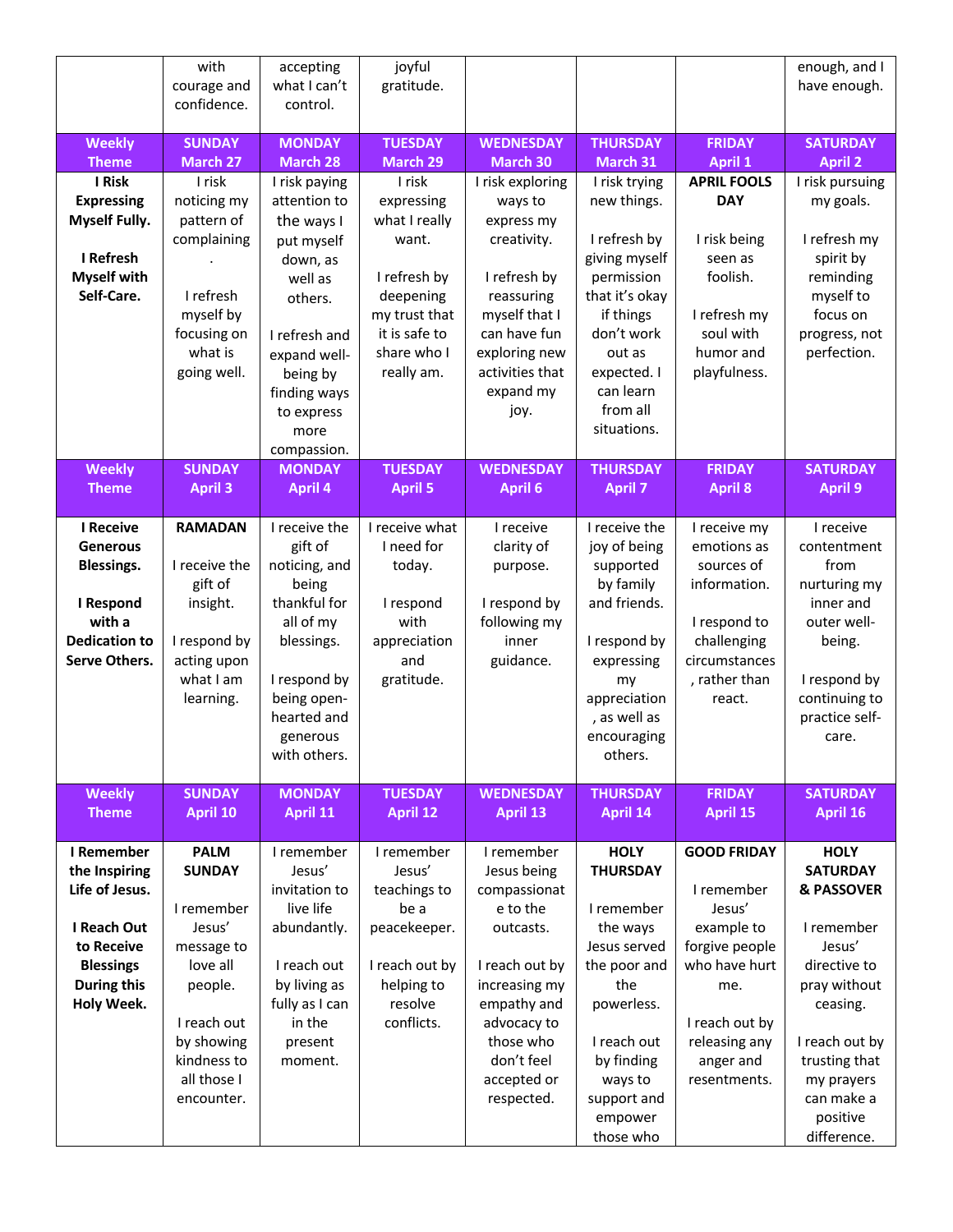| | | | | | | | |
|---|---|---|---|---|---|---|---|
| | with courage and confidence. | accepting what I can't control. | joyful gratitude. | | | | enough, and I have enough. |
| **Weekly Theme** | **SUNDAY March 27** | **MONDAY March 28** | **TUESDAY March 29** | **WEDNESDAY March 30** | **THURSDAY March 31** | **FRIDAY April 1** | **SATURDAY April 2** |
| **I Risk Expressing Myself Fully.**<br><br>**I Refresh Myself with Self-Care.** | I risk noticing my pattern of complaining.<br><br>I refresh myself by focusing on what is going well. | I risk paying attention to the ways I put myself down, as well as others.<br><br>I refresh and expand well-being by finding ways to express more compassion. | I risk expressing what I really want.<br><br>I refresh by deepening my trust that it is safe to share who I really am. | I risk exploring ways to express my creativity.<br><br>I refresh by reassuring myself that I can have fun exploring new activities that expand my joy. | I risk trying new things.<br><br>I refresh by giving myself permission that it's okay if things don't work out as expected. I can learn from all situations. | **APRIL FOOLS DAY**<br><br>I risk being seen as foolish.<br><br>I refresh my soul with humor and playfulness. | I risk pursuing my goals.<br><br>I refresh my spirit by reminding myself to focus on progress, not perfection. |
| **Weekly Theme** | **SUNDAY April 3** | **MONDAY April 4** | **TUESDAY April 5** | **WEDNESDAY April 6** | **THURSDAY April 7** | **FRIDAY April 8** | **SATURDAY April 9** |
| **I Receive Generous Blessings.**<br><br>**I Respond with a Dedication to Serve Others.** | **RAMADAN**<br><br>I receive the gift of insight.<br><br>I respond by acting upon what I am learning. | I receive the gift of noticing, and being thankful for all of my blessings.<br><br>I respond by being open-hearted and generous with others. | I receive what I need for today.<br><br>I respond with appreciation and gratitude. | I receive clarity of purpose.<br><br>I respond by following my inner guidance. | I receive the joy of being supported by family and friends.<br><br>I respond by expressing my appreciation, as well as encouraging others. | I receive my emotions as sources of information.<br><br>I respond to challenging circumstances, rather than react. | I receive contentment from nurturing my inner and outer well-being.<br><br>I respond by continuing to practice self-care. |
| **Weekly Theme** | **SUNDAY April 10** | **MONDAY April 11** | **TUESDAY April 12** | **WEDNESDAY April 13** | **THURSDAY April 14** | **FRIDAY April 15** | **SATURDAY April 16** |
| **I Remember the Inspiring Life of Jesus.**<br><br>**I Reach Out to Receive Blessings During this Holy Week.** | **PALM SUNDAY**<br><br>I remember Jesus' message to love all people.<br><br>I reach out by showing kindness to all those I encounter. | I remember Jesus' invitation to live life abundantly.<br><br>I reach out by living as fully as I can in the present moment. | I remember Jesus' teachings to be a peacekeeper.<br><br>I reach out by helping to resolve conflicts. | I remember Jesus being compassionate to the outcasts.<br><br>I reach out by increasing my empathy and advocacy to those who don't feel accepted or respected. | **HOLY THURSDAY**<br><br>I remember the ways Jesus served the poor and the powerless.<br><br>I reach out by finding ways to support and empower those who | **GOOD FRIDAY**<br><br>I remember Jesus' example to forgive people who have hurt me.<br><br>I reach out by releasing any anger and resentments. | **HOLY SATURDAY & PASSOVER**<br><br>I remember Jesus' directive to pray without ceasing.<br><br>I reach out by trusting that my prayers can make a positive difference. |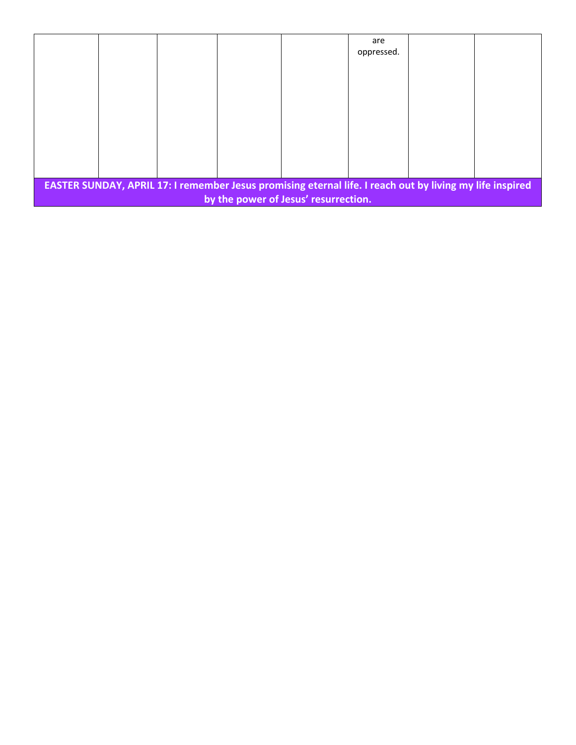| | | | | | | | |
|---|---|---|---|---|---|---|---|
| | | | | | are oppressed. | | |

**EASTER SUNDAY, APRIL 17: I remember Jesus promising eternal life. I reach out by living my life inspired by the power of Jesus' resurrection.**